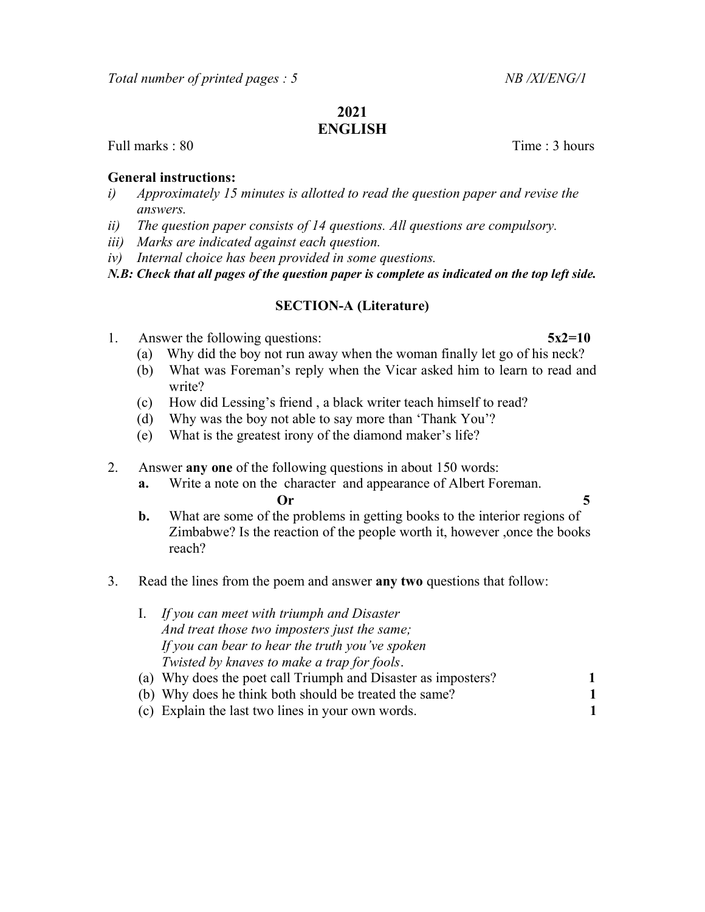*Total number of printed pages : 5* *NB /XI/ENG/1*

# 2021
# ENGLISH

Full marks : 80 Time : 3 hours

**General instructions:**

*i) Approximately 15 minutes is allotted to read the question paper and revise the answers.*
*ii) The question paper consists of 14 questions. All questions are compulsory.*
*iii) Marks are indicated against each question.*
*iv) Internal choice has been provided in some questions.*

***N.B: Check that all pages of the question paper is complete as indicated on the top left side.***

## SECTION-A (Literature)

1. Answer the following questions: **5x2=10**
   (a) Why did the boy not run away when the woman finally let go of his neck?
   (b) What was Foreman's reply when the Vicar asked him to learn to read and write?
   (c) How did Lessing's friend , a black writer teach himself to read?
   (d) Why was the boy not able to say more than 'Thank You'?
   (e) What is the greatest irony of the diamond maker's life?

2. Answer **any one** of the following questions in about 150 words:
   **a.** Write a note on the character and appearance of Albert Foreman.
   **Or** **5**
   **b.** What are some of the problems in getting books to the interior regions of Zimbabwe? Is the reaction of the people worth it, however ,once the books reach?

3. Read the lines from the poem and answer **any two** questions that follow:

   I. *If you can meet with triumph and Disaster*
   *And treat those two imposters just the same;*
   *If you can bear to hear the truth you've spoken*
   *Twisted by knaves to make a trap for fools*.

   (a) Why does the poet call Triumph and Disaster as imposters? **1**
   (b) Why does he think both should be treated the same? **1**
   (c) Explain the last two lines in your own words. **1**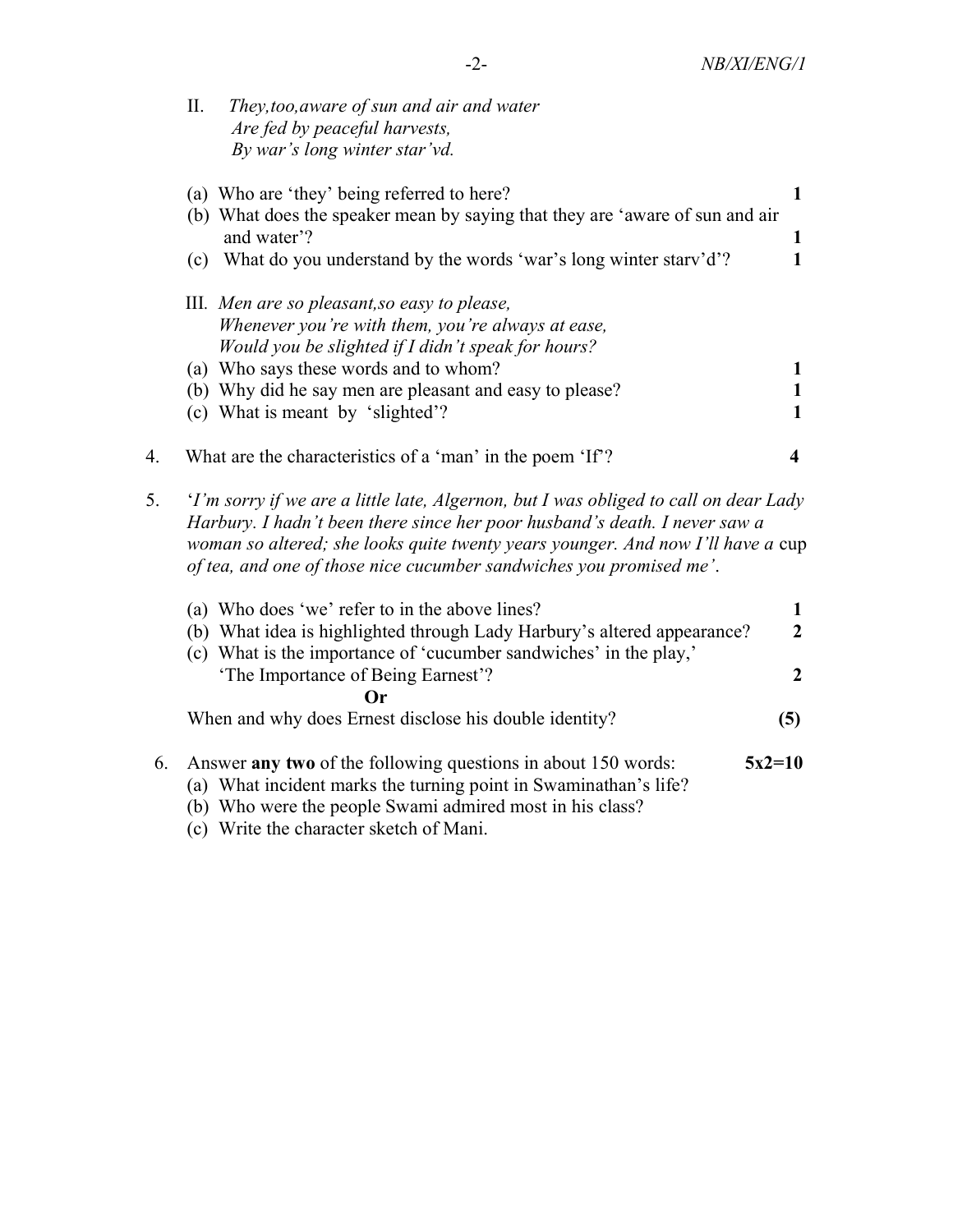II. *They,too,aware of sun and air and water*
*Are fed by peaceful harvests,*
*By war's long winter star'vd.*

(a) Who are 'they' being referred to here? **1**
(b) What does the speaker mean by saying that they are 'aware of sun and air and water'? **1**
(c) What do you understand by the words 'war's long winter starv'd'? **1**

III. *Men are so pleasant,so easy to please,*
*Whenever you're with them, you're always at ease,*
*Would you be slighted if I didn't speak for hours?*

(a) Who says these words and to whom? **1**
(b) Why did he say men are pleasant and easy to please? **1**
(c) What is meant by 'slighted'? **1**

4. What are the characteristics of a 'man' in the poem 'If'? **4**

5. '*I'm sorry if we are a little late, Algernon, but I was obliged to call on dear Lady Harbury. I hadn't been there since her poor husband's death. I never saw a woman so altered; she looks quite twenty years younger. And now I'll have a* cup *of tea, and one of those nice cucumber sandwiches you promised me'*.

(a) Who does 'we' refer to in the above lines? **1**
(b) What idea is highlighted through Lady Harbury's altered appearance? **2**
(c) What is the importance of 'cucumber sandwiches' in the play,' 'The Importance of Being Earnest'? **2**

**Or**

When and why does Ernest disclose his double identity? **(5)**

6. Answer **any two** of the following questions in about 150 words: **5x2=10**
(a) What incident marks the turning point in Swaminathan's life?
(b) Who were the people Swami admired most in his class?
(c) Write the character sketch of Mani.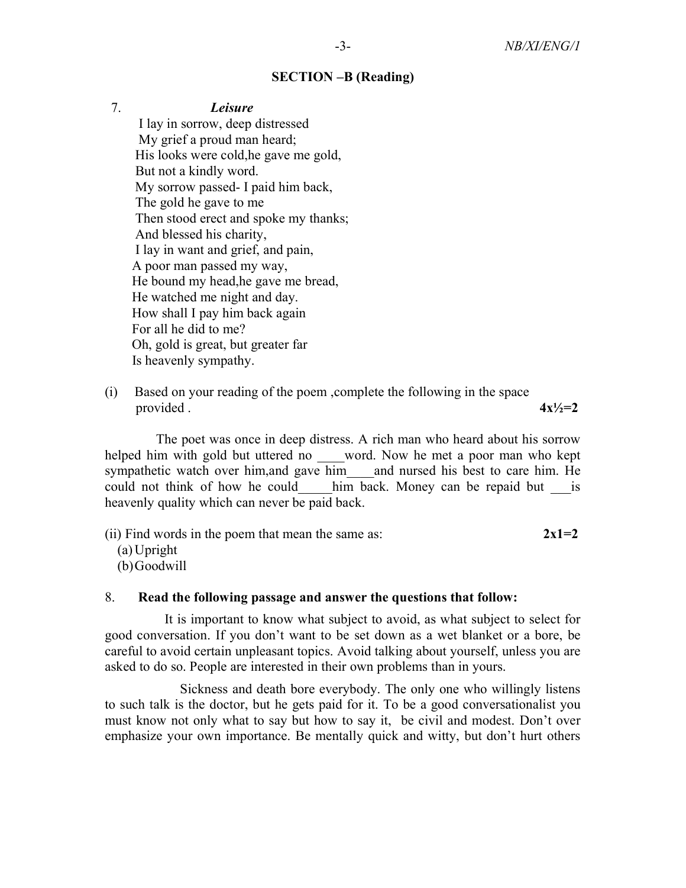## SECTION –B (Reading)

7. ***Leisure***

I lay in sorrow, deep distressed
My grief a proud man heard;
His looks were cold,he gave me gold,
But not a kindly word.
My sorrow passed- I paid him back,
The gold he gave to me
Then stood erect and spoke my thanks;
And blessed his charity,
I lay in want and grief, and pain,
A poor man passed my way,
He bound my head,he gave me bread,
He watched me night and day.
How shall I pay him back again
For all he did to me?
Oh, gold is great, but greater far
Is heavenly sympathy.

(i) Based on your reading of the poem ,complete the following in the space provided . **4x½=2**

The poet was once in deep distress. A rich man who heard about his sorrow helped him with gold but uttered no ____word. Now he met a poor man who kept sympathetic watch over him,and gave him____and nursed his best to care him. He could not think of how he could_____him back. Money can be repaid but ___is heavenly quality which can never be paid back.

(ii) Find words in the poem that mean the same as: **2x1=2**

(a) Upright
(b) Goodwill

8. **Read the following passage and answer the questions that follow:**

It is important to know what subject to avoid, as what subject to select for good conversation. If you don't want to be set down as a wet blanket or a bore, be careful to avoid certain unpleasant topics. Avoid talking about yourself, unless you are asked to do so. People are interested in their own problems than in yours.

Sickness and death bore everybody. The only one who willingly listens to such talk is the doctor, but he gets paid for it. To be a good conversationalist you must know not only what to say but how to say it, be civil and modest. Don't over emphasize your own importance. Be mentally quick and witty, but don't hurt others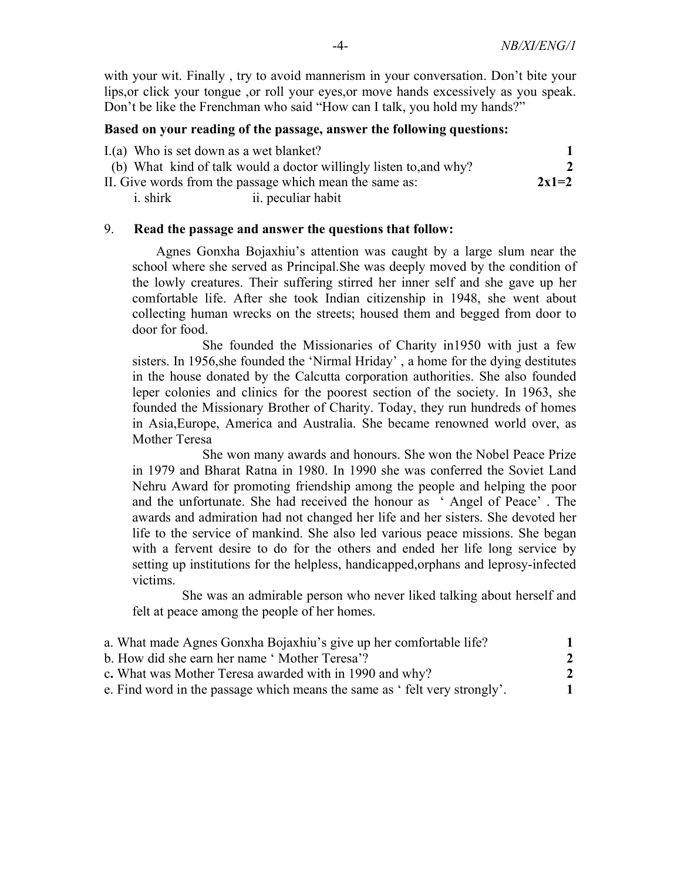with your wit. Finally , try to avoid mannerism in your conversation. Don't bite your lips,or click your tongue ,or roll your eyes,or move hands excessively as you speak. Don't be like the Frenchman who said "How can I talk, you hold my hands?"

**Based on your reading of the passage, answer the following questions:**

I.(a) Who is set down as a wet blanket? **1**

(b) What kind of talk would a doctor willingly listen to,and why? **2**

II. Give words from the passage which mean the same as: **2x1=2**

i. shirk ii. peculiar habit

9. **Read the passage and answer the questions that follow:**

Agnes Gonxha Bojaxhiu's attention was caught by a large slum near the school where she served as Principal.She was deeply moved by the condition of the lowly creatures. Their suffering stirred her inner self and she gave up her comfortable life. After she took Indian citizenship in 1948, she went about collecting human wrecks on the streets; housed them and begged from door to door for food.

She founded the Missionaries of Charity in1950 with just a few sisters. In 1956,she founded the 'Nirmal Hriday' , a home for the dying destitutes in the house donated by the Calcutta corporation authorities. She also founded leper colonies and clinics for the poorest section of the society. In 1963, she founded the Missionary Brother of Charity. Today, they run hundreds of homes in Asia,Europe, America and Australia. She became renowned world over, as Mother Teresa

She won many awards and honours. She won the Nobel Peace Prize in 1979 and Bharat Ratna in 1980. In 1990 she was conferred the Soviet Land Nehru Award for promoting friendship among the people and helping the poor and the unfortunate. She had received the honour as ' Angel of Peace' . The awards and admiration had not changed her life and her sisters. She devoted her life to the service of mankind. She also led various peace missions. She began with a fervent desire to do for the others and ended her life long service by setting up institutions for the helpless, handicapped,orphans and leprosy-infected victims.

She was an admirable person who never liked talking about herself and felt at peace among the people of her homes.

a. What made Agnes Gonxha Bojaxhiu's give up her comfortable life? **1**

b. How did she earn her name ' Mother Teresa'? **2**

c**.** What was Mother Teresa awarded with in 1990 and why? **2**

e. Find word in the passage which means the same as ' felt very strongly'. **1**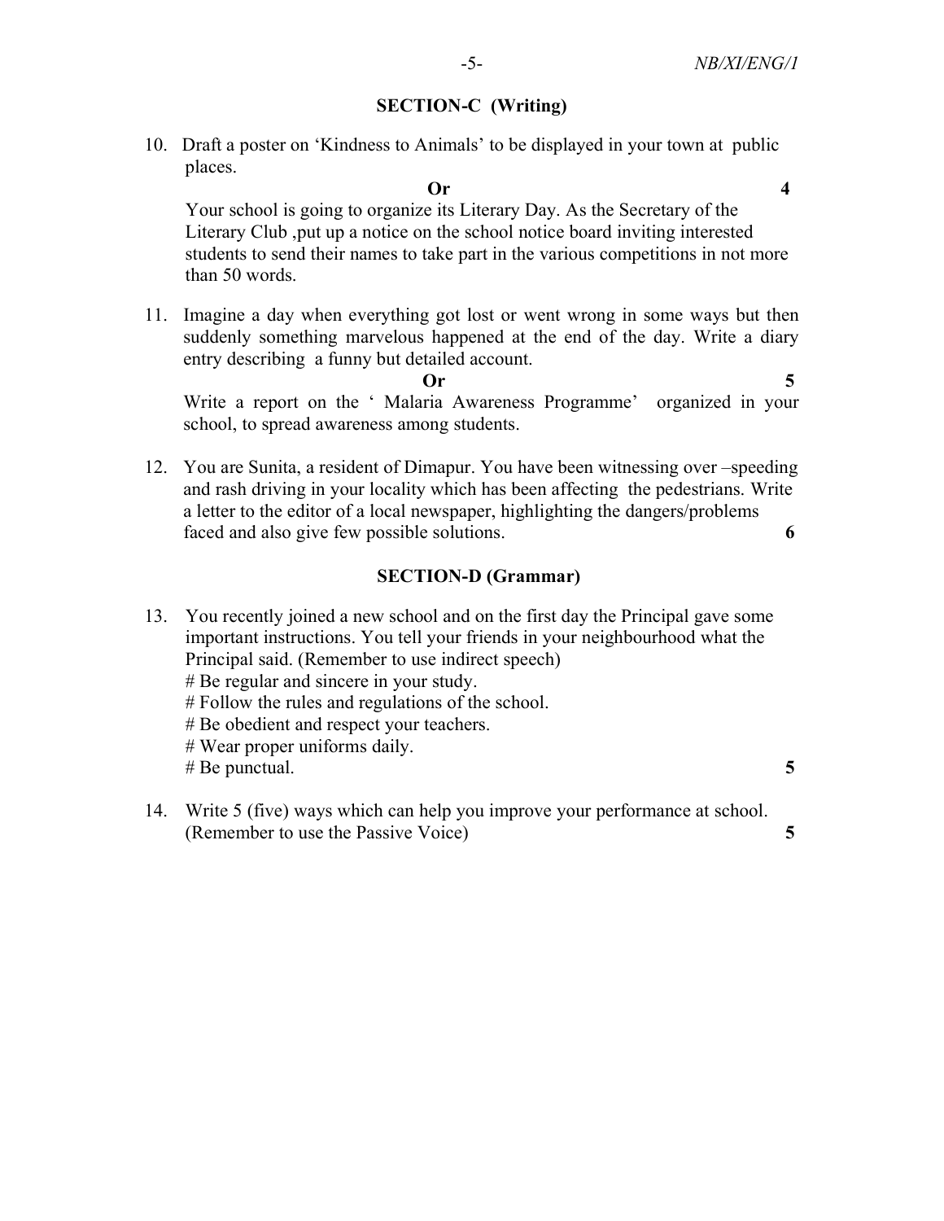## SECTION-C (Writing)

10. Draft a poster on 'Kindness to Animals' to be displayed in your town at public places.

    **Or** **4**

    Your school is going to organize its Literary Day. As the Secretary of the Literary Club ,put up a notice on the school notice board inviting interested students to send their names to take part in the various competitions in not more than 50 words.

11. Imagine a day when everything got lost or went wrong in some ways but then suddenly something marvelous happened at the end of the day. Write a diary entry describing a funny but detailed account.

    **Or** **5**

    Write a report on the ' Malaria Awareness Programme' organized in your school, to spread awareness among students.

12. You are Sunita, a resident of Dimapur. You have been witnessing over –speeding and rash driving in your locality which has been affecting the pedestrians. Write a letter to the editor of a local newspaper, highlighting the dangers/problems faced and also give few possible solutions. **6**

## SECTION-D (Grammar)

13. You recently joined a new school and on the first day the Principal gave some important instructions. You tell your friends in your neighbourhood what the Principal said. (Remember to use indirect speech)

    # Be regular and sincere in your study.
    # Follow the rules and regulations of the school.
    # Be obedient and respect your teachers.
    # Wear proper uniforms daily.
    # Be punctual. **5**

14. Write 5 (five) ways which can help you improve your performance at school. (Remember to use the Passive Voice) **5**